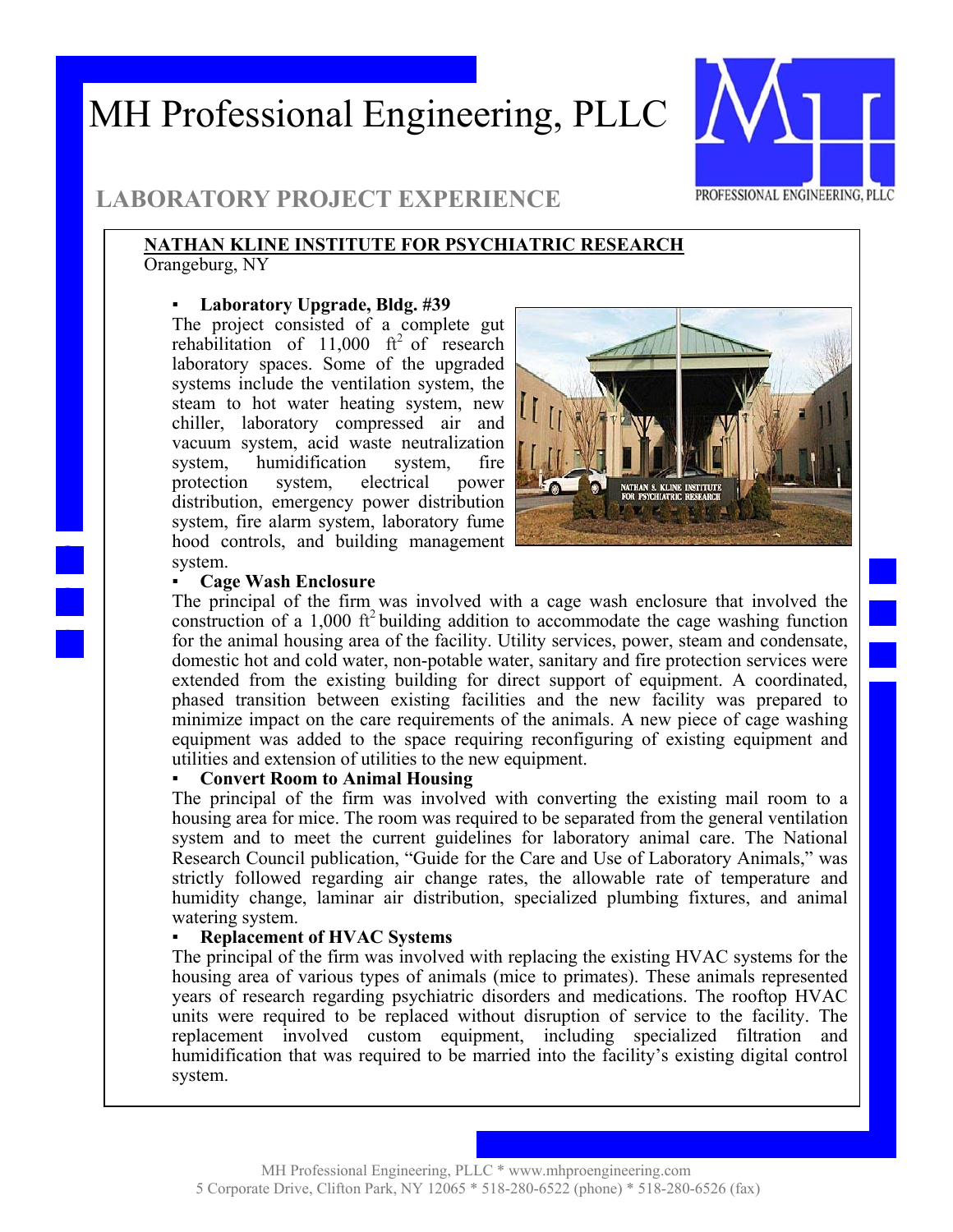# MH Professional Engineering, PLLC

## LABORATORY PROJECT EXPERIENCE

**NATHAN KLINE INSTITUTE FOR PSYCHIATRIC RESEARCH**
Orangeburg, NY

- **Laboratory Upgrade, Bldg. #39**

The project consisted of a complete gut rehabilitation of 11,000 $ft^2$ of research laboratory spaces. Some of the upgraded systems include the ventilation system, the steam to hot water heating system, new chiller, laboratory compressed air and vacuum system, acid waste neutralization system, humidification system, fire protection system, electrical power distribution, emergency power distribution system, fire alarm system, laboratory fume hood controls, and building management system.

- **Cage Wash Enclosure**

The principal of the firm was involved with a cage wash enclosure that involved the construction of a 1,000 $ft^2$ building addition to accommodate the cage washing function for the animal housing area of the facility. Utility services, power, steam and condensate, domestic hot and cold water, non-potable water, sanitary and fire protection services were extended from the existing building for direct support of equipment. A coordinated, phased transition between existing facilities and the new facility was prepared to minimize impact on the care requirements of the animals. A new piece of cage washing equipment was added to the space requiring reconfiguring of existing equipment and utilities and extension of utilities to the new equipment.

- **Convert Room to Animal Housing**

The principal of the firm was involved with converting the existing mail room to a housing area for mice. The room was required to be separated from the general ventilation system and to meet the current guidelines for laboratory animal care. The National Research Council publication, "Guide for the Care and Use of Laboratory Animals," was strictly followed regarding air change rates, the allowable rate of temperature and humidity change, laminar air distribution, specialized plumbing fixtures, and animal watering system.

- **Replacement of HVAC Systems**

The principal of the firm was involved with replacing the existing HVAC systems for the housing area of various types of animals (mice to primates). These animals represented years of research regarding psychiatric disorders and medications. The rooftop HVAC units were required to be replaced without disruption of service to the facility. The replacement involved custom equipment, including specialized filtration and humidification that was required to be married into the facility's existing digital control system.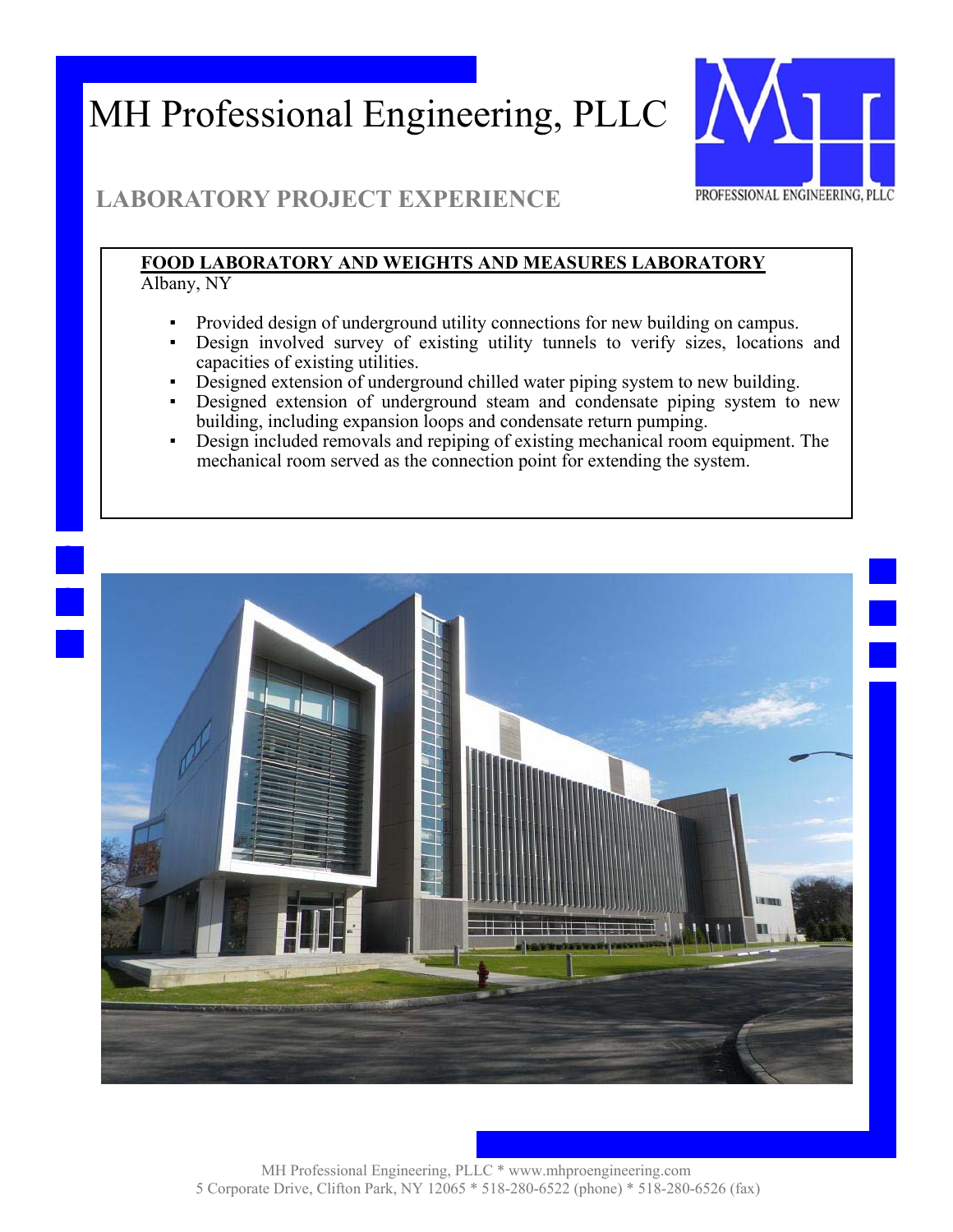# MH Professional Engineering, PLLC

## LABORATORY PROJECT EXPERIENCE

**FOOD LABORATORY AND WEIGHTS AND MEASURES LABORATORY**
Albany, NY

- Provided design of underground utility connections for new building on campus.
- Design involved survey of existing utility tunnels to verify sizes, locations and capacities of existing utilities.
- Designed extension of underground chilled water piping system to new building.
- Designed extension of underground steam and condensate piping system to new building, including expansion loops and condensate return pumping.
- Design included removals and repiping of existing mechanical room equipment. The mechanical room served as the connection point for extending the system.

MH Professional Engineering, PLLC * www.mhproengineering.com
5 Corporate Drive, Clifton Park, NY 12065 * 518-280-6522 (phone) * 518-280-6526 (fax)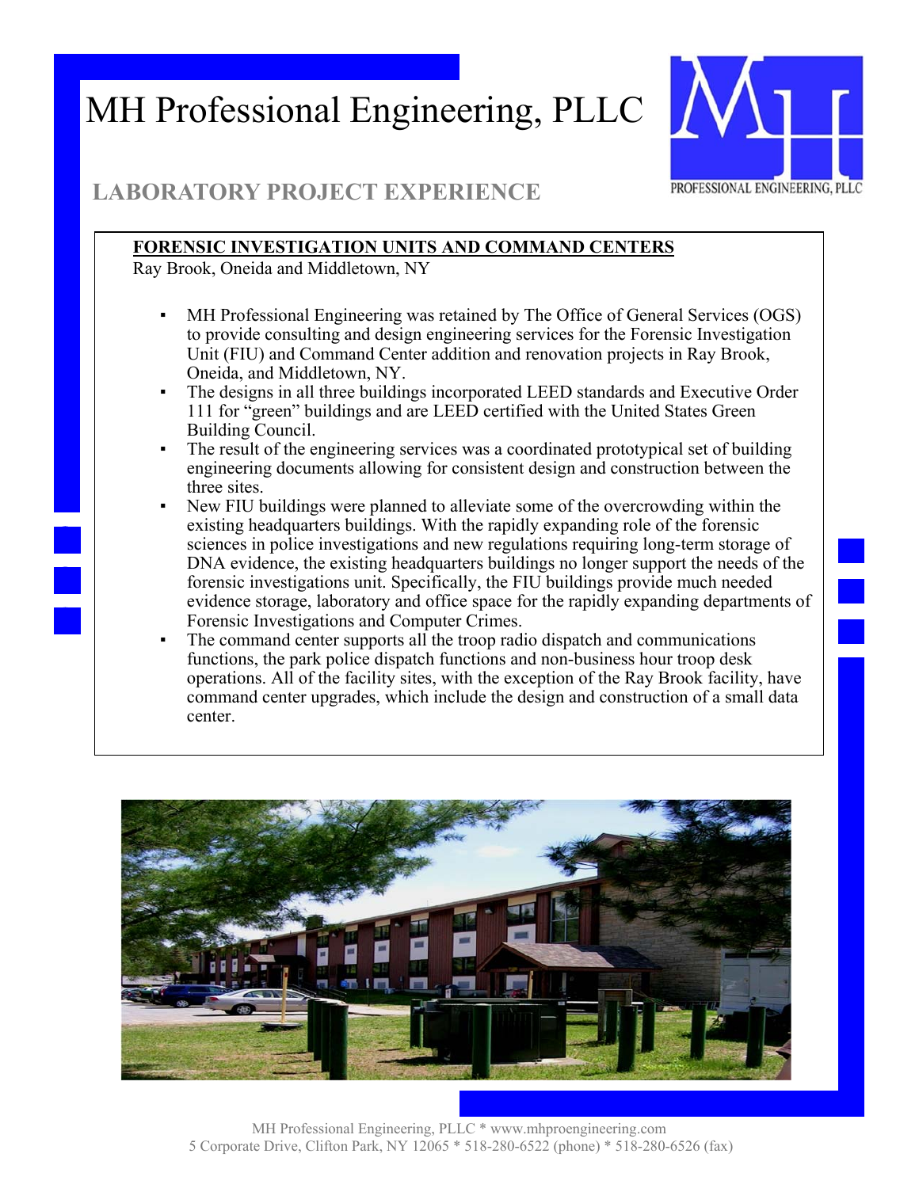# MH Professional Engineering, PLLC

## LABORATORY PROJECT EXPERIENCE

**FORENSIC INVESTIGATION UNITS AND COMMAND CENTERS**

Ray Brook, Oneida and Middletown, NY

- MH Professional Engineering was retained by The Office of General Services (OGS) to provide consulting and design engineering services for the Forensic Investigation Unit (FIU) and Command Center addition and renovation projects in Ray Brook, Oneida, and Middletown, NY.
- The designs in all three buildings incorporated LEED standards and Executive Order 111 for "green" buildings and are LEED certified with the United States Green Building Council.
- The result of the engineering services was a coordinated prototypical set of building engineering documents allowing for consistent design and construction between the three sites.
- New FIU buildings were planned to alleviate some of the overcrowding within the existing headquarters buildings. With the rapidly expanding role of the forensic sciences in police investigations and new regulations requiring long-term storage of DNA evidence, the existing headquarters buildings no longer support the needs of the forensic investigations unit. Specifically, the FIU buildings provide much needed evidence storage, laboratory and office space for the rapidly expanding departments of Forensic Investigations and Computer Crimes.
- The command center supports all the troop radio dispatch and communications functions, the park police dispatch functions and non-business hour troop desk operations. All of the facility sites, with the exception of the Ray Brook facility, have command center upgrades, which include the design and construction of a small data center.

MH Professional Engineering, PLLC * www.mhproengineering.com
5 Corporate Drive, Clifton Park, NY 12065 * 518-280-6522 (phone) * 518-280-6526 (fax)